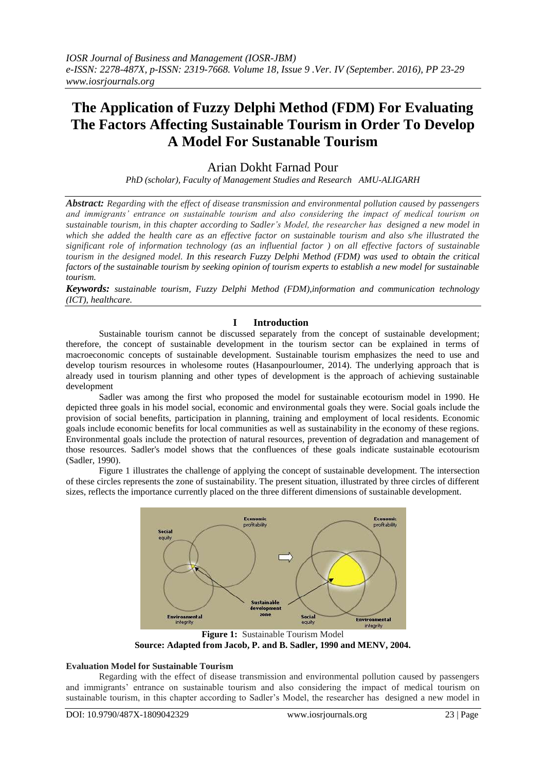# The Application of Fuzzy Delphi Method (FDM) For Evaluating The Factors Affecting Sustainable Tourism in Order To Develop A Model For Sustanable Tourism

Arian Dokht Farnad Pour

*PhD (scholar), Faculty of Management Studies and Research AMU-ALIGARH*

***Abstract:*** *Regarding with the effect of disease transmission and environmental pollution caused by passengers and immigrants' entrance on sustainable tourism and also considering the impact of medical tourism on sustainable tourism, in this chapter according to Sadler's Model, the researcher has designed a new model in which she added the health care as an effective factor on sustainable tourism and also s/he illustrated the significant role of information technology (as an influential factor ) on all effective factors of sustainable tourism in the designed model. In this research Fuzzy Delphi Method (FDM) was used to obtain the critical factors of the sustainable tourism by seeking opinion of tourism experts to establish a new model for sustainable tourism.*

***Keywords:*** *sustainable tourism, Fuzzy Delphi Method (FDM),information and communication technology (ICT), healthcare.*

## I Introduction

Sustainable tourism cannot be discussed separately from the concept of sustainable development; therefore, the concept of sustainable development in the tourism sector can be explained in terms of macroeconomic concepts of sustainable development. Sustainable tourism emphasizes the need to use and develop tourism resources in wholesome routes (Hasanpourloumer, 2014). The underlying approach that is already used in tourism planning and other types of development is the approach of achieving sustainable development

Sadler was among the first who proposed the model for sustainable ecotourism model in 1990. He depicted three goals in his model social, economic and environmental goals they were. Social goals include the provision of social benefits, participation in planning, training and employment of local residents. Economic goals include economic benefits for local communities as well as sustainability in the economy of these regions. Environmental goals include the protection of natural resources, prevention of degradation and management of those resources. Sadler's model shows that the confluences of these goals indicate sustainable ecotourism (Sadler, 1990).

Figure 1 illustrates the challenge of applying the concept of sustainable development. The intersection of these circles represents the zone of sustainability. The present situation, illustrated by three circles of different sizes, reflects the importance currently placed on the three different dimensions of sustainable development.

**Figure 1:** Sustainable Tourism Model
**Source: Adapted from Jacob, P. and B. Sadler, 1990 and MENV, 2004.**

### Evaluation Model for Sustainable Tourism

Regarding with the effect of disease transmission and environmental pollution caused by passengers and immigrants' entrance on sustainable tourism and also considering the impact of medical tourism on sustainable tourism, in this chapter according to Sadler's Model, the researcher has designed a new model in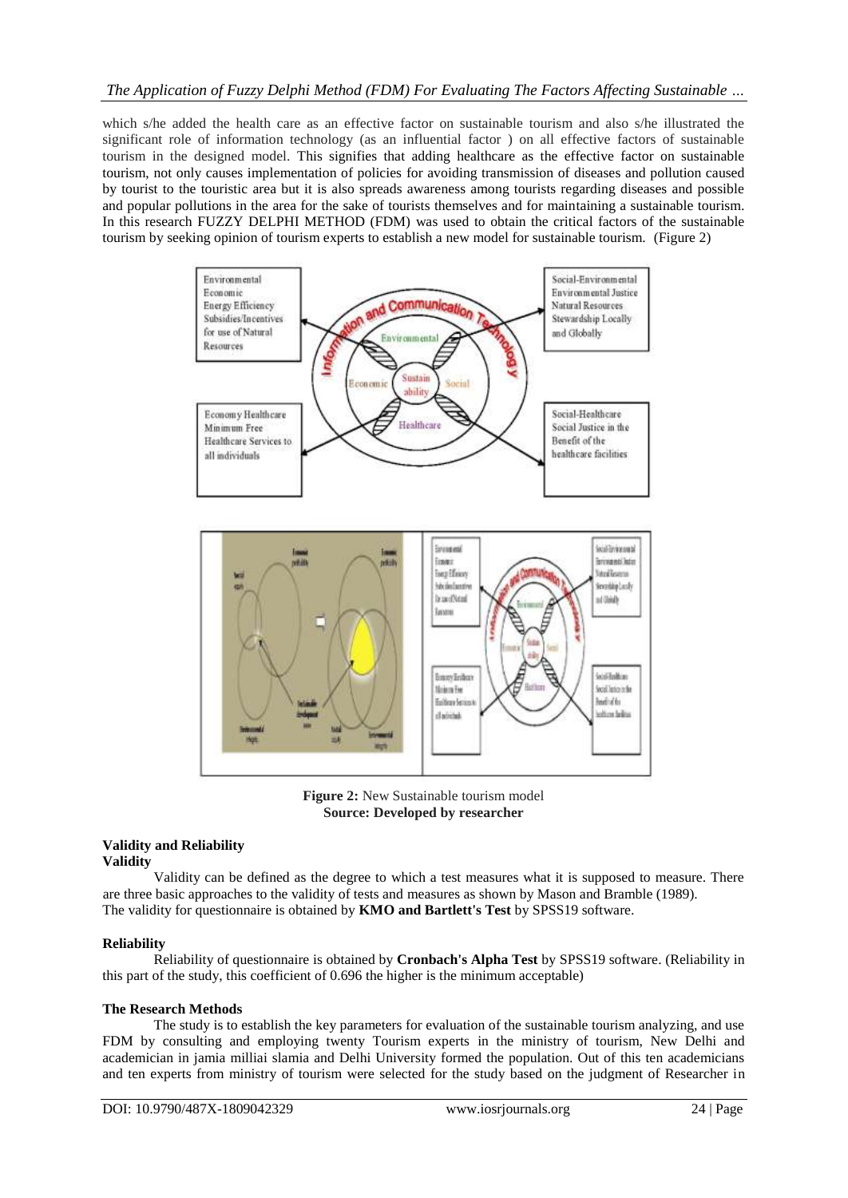which s/he added the health care as an effective factor on sustainable tourism and also s/he illustrated the significant role of information technology (as an influential factor ) on all effective factors of sustainable tourism in the designed model. This signifies that adding healthcare as the effective factor on sustainable tourism, not only causes implementation of policies for avoiding transmission of diseases and pollution caused by tourist to the touristic area but it is also spreads awareness among tourists regarding diseases and possible and popular pollutions in the area for the sake of tourists themselves and for maintaining a sustainable tourism. In this research FUZZY DELPHI METHOD (FDM) was used to obtain the critical factors of the sustainable tourism by seeking opinion of tourism experts to establish a new model for sustainable tourism. (Figure 2)

**Figure 2:** New Sustainable tourism model
**Source: Developed by researcher**

## Validity and Reliability

### Validity

Validity can be defined as the degree to which a test measures what it is supposed to measure. There are three basic approaches to the validity of tests and measures as shown by Mason and Bramble (1989).
The validity for questionnaire is obtained by **KMO and Bartlett's Test** by SPSS19 software.

### Reliability

Reliability of questionnaire is obtained by **Cronbach's Alpha Test** by SPSS19 software. (Reliability in this part of the study, this coefficient of 0.696 the higher is the minimum acceptable)

### The Research Methods

The study is to establish the key parameters for evaluation of the sustainable tourism analyzing, and use FDM by consulting and employing twenty Tourism experts in the ministry of tourism, New Delhi and academician in jamia milliai slamia and Delhi University formed the population. Out of this ten academicians and ten experts from ministry of tourism were selected for the study based on the judgment of Researcher in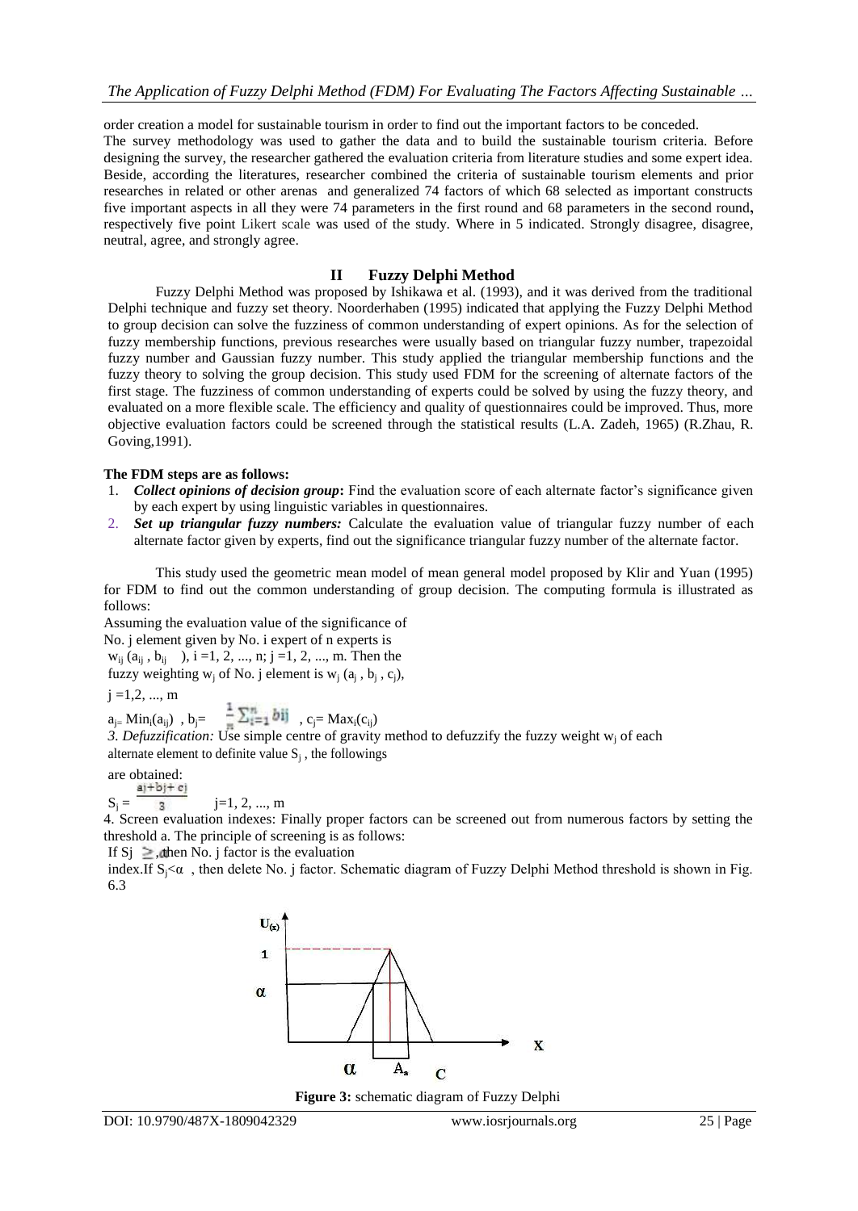order creation a model for sustainable tourism in order to find out the important factors to be conceded.
The survey methodology was used to gather the data and to build the sustainable tourism criteria. Before designing the survey, the researcher gathered the evaluation criteria from literature studies and some expert idea. Beside, according the literatures, researcher combined the criteria of sustainable tourism elements and prior researches in related or other arenas and generalized 74 factors of which 68 selected as important constructs five important aspects in all they were 74 parameters in the first round and 68 parameters in the second round**,** respectively five point Likert scale was used of the study. Where in 5 indicated. Strongly disagree, disagree, neutral, agree, and strongly agree.

## II Fuzzy Delphi Method

Fuzzy Delphi Method was proposed by Ishikawa et al. (1993), and it was derived from the traditional Delphi technique and fuzzy set theory. Noorderhaben (1995) indicated that applying the Fuzzy Delphi Method to group decision can solve the fuzziness of common understanding of expert opinions. As for the selection of fuzzy membership functions, previous researches were usually based on triangular fuzzy number, trapezoidal fuzzy number and Gaussian fuzzy number. This study applied the triangular membership functions and the fuzzy theory to solving the group decision. This study used FDM for the screening of alternate factors of the first stage. The fuzziness of common understanding of experts could be solved by using the fuzzy theory, and evaluated on a more flexible scale. The efficiency and quality of questionnaires could be improved. Thus, more objective evaluation factors could be screened through the statistical results (L.A. Zadeh, 1965) (R.Zhau, R. Goving,1991).

**The FDM steps are as follows:**

1. ***Collect opinions of decision group*****:** Find the evaluation score of each alternate factor's significance given by each expert by using linguistic variables in questionnaires.
2. ***Set up triangular fuzzy numbers:*** Calculate the evaluation value of triangular fuzzy number of each alternate factor given by experts, find out the significance triangular fuzzy number of the alternate factor.

This study used the geometric mean model of mean general model proposed by Klir and Yuan (1995) for FDM to find out the common understanding of group decision. The computing formula is illustrated as follows:

Assuming the evaluation value of the significance of No. j element given by No. i expert of n experts is $w_{ij}$ ($a_{ij}$ , $b_{ij}$ ), i =1, 2, ..., n; j =1, 2, ..., m. Then the fuzzy weighting $w_j$ of No. j element is $w_j$ ($a_j$ , $b_j$ , $c_j$), j =1,2, ..., m

$a_j = \text{Min}_i(a_{ij})$ , $b_j = \frac{1}{n}\sum_{i=1}^{n} b_{ij}$ , $c_j = \text{Max}_i(c_{ij})$

*3. Defuzzification:* Use simple centre of gravity method to defuzzify the fuzzy weight $w_j$ of each alternate element to definite value $S_j$ , the followings are obtained:

$S_j = \frac{a_j + b_j + c_j}{3}$ j=1, 2, ..., m

4. Screen evaluation indexes: Finally proper factors can be screened out from numerous factors by setting the threshold a. The principle of screening is as follows:

If $S_j \geq \alpha$, then No. j factor is the evaluation index.If $S_j < \alpha$ , then delete No. j factor. Schematic diagram of Fuzzy Delphi Method threshold is shown in Fig. 6.3

**Figure 3:** schematic diagram of Fuzzy Delphi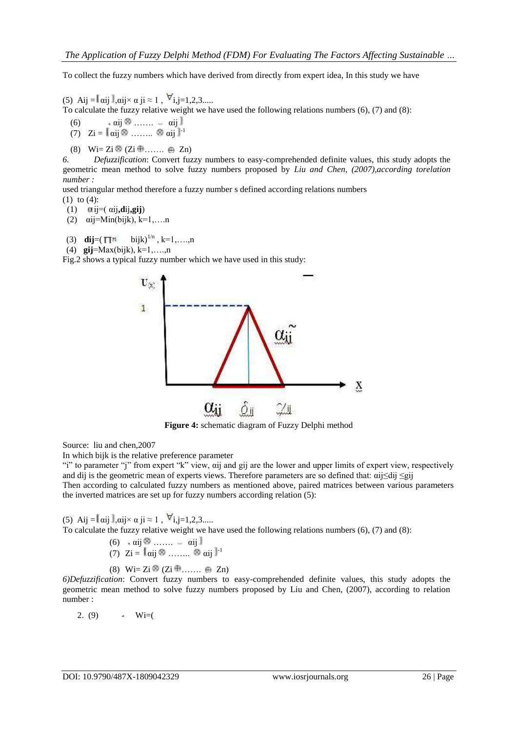To collect the fuzzy numbers which have derived from directly from expert idea, In this study we have

(5) $A_{ij} = [\alpha_{ij}], \alpha_{ij} \times \alpha_{ji} \approx 1, \forall i,j=1,2,3.....$

To calculate the fuzzy relative weight we have used the following relations numbers (6), (7) and (8):

(6) $\alpha_{ij} \otimes ....... \alpha_{ij}]$

(7) $Z_i = [\alpha_{ij} \otimes ........ \otimes \alpha_{ij}]^{-1}$

(8) $W_i = Z_i \otimes (Z_i \oplus ....... \oplus Z_n)$

*6. Defuzzification*: Convert fuzzy numbers to easy-comprehended definite values, this study adopts the geometric mean method to solve fuzzy numbers proposed by *Liu and Chen, (2007),according torelation number :*

used triangular method therefore a fuzzy number s defined according relations numbers (1) to (4):

(1) $\alpha_{ij}=(\alpha_{ij},\mathbf{d}_{ij},\mathbf{g}_{ij})$

(2) $\alpha_{ij}=\mathrm{Min}(b_{ijk}), k=1,....n$

(3) $\mathbf{d}_{ij}=(\prod^{n} b_{ijk})^{1/n}, k=1,....,n$

(4) $\mathbf{g}_{ij}=\mathrm{Max}(b_{ijk}), k=1,....,n$

Fig.2 shows a typical fuzzy number which we have used in this study:

**Figure 4:** schematic diagram of Fuzzy Delphi method

Source: liu and chen,2007

In which bijk is the relative preference parameter "i" to parameter "j" from expert "k" view, $\alpha_{ij}$ and $g_{ij}$ are the lower and upper limits of expert view, respectively and $d_{ij}$ is the geometric mean of experts views. Therefore parameters are so defined that: $\alpha_{ij} \leq d_{ij} \leq g_{ij}$

Then according to calculated fuzzy numbers as mentioned above, paired matrices between various parameters the inverted matrices are set up for fuzzy numbers according relation (5):

(5) $A_{ij} = [\alpha_{ij}], \alpha_{ij} \times \alpha_{ji} \approx 1, \forall i,j=1,2,3.....$

To calculate the fuzzy relative weight we have used the following relations numbers (6), (7) and (8):

(6) $\alpha_{ij} \otimes ....... \alpha_{ij}]$

(7) $Z_i = [\alpha_{ij} \otimes ........ \otimes \alpha_{ij}]^{-1}$

(8) $W_i = Z_i \otimes (Z_i \oplus ....... \oplus Z_n)$

*6)Defuzzification*: Convert fuzzy numbers to easy-comprehended definite values, this study adopts the geometric mean method to solve fuzzy numbers proposed by Liu and Chen, (2007), according to relation number :

2. (9) $W_i=($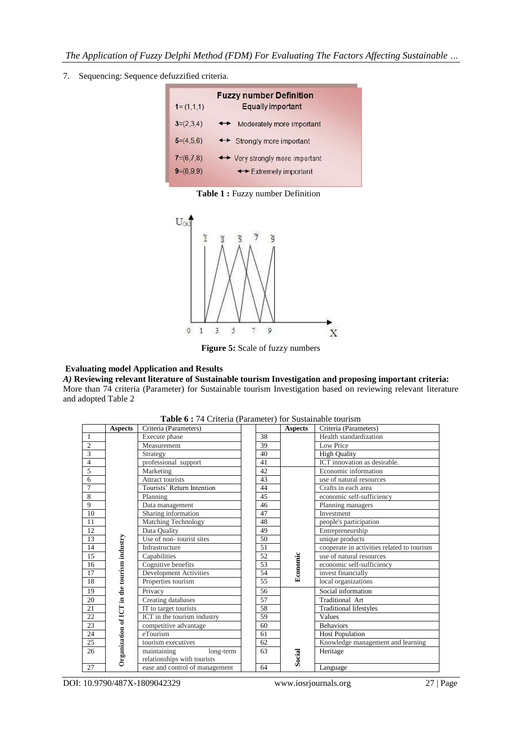7. Sequencing: Sequence defuzzified criteria.

| Fuzzy number | Definition |
|---|---|
| 1= (1,1,1) | Equally important |
| 3=(2,3,4) | ↔ Moderately more important |
| 5=(4,5,6) | ↔ Strongly more important |
| 7=(6,7,8) | ↔ Very strongly more important |
| 9=(8,9,9) | ↔ Extremely important |

**Table 1 :** Fuzzy number Definition

**Figure 5:** Scale of fuzzy numbers

**Evaluating model Application and Results**

***A)* Reviewing relevant literature of Sustainable tourism Investigation and proposing important criteria:**
More than 74 criteria (Parameter) for Sustainable tourism Investigation based on reviewing relevant literature and adopted Table 2

**Table 6 :** 74 Criteria (Parameter) for Sustainable tourism

| | Aspects | Criteria (Parameters) | | Aspects | Criteria (Parameters) |
|---|---|---|---|---|---|
| 1 | Organization of ICT in the tourism industry | Execute phase | 38 | | Health standardization |
| 2 | | Measurement | 39 | | Low Price |
| 3 | | Strategy | 40 | | High Quality |
| 4 | | professional support | 41 | | ICT innovation as desirable. |
| 5 | | Marketing | 42 | Economic | Economic information |
| 6 | | Attract tourists | 43 | | use of natural resources |
| 7 | | Tourists' Return Intention | 44 | | Crafts in each area |
| 8 | | Planning | 45 | | economic self-sufficiency |
| 9 | | Data management | 46 | | Planning managers |
| 10 | | Sharing information | 47 | | Investment |
| 11 | | Matching Technology | 48 | | people's participation |
| 12 | | Data Quality | 49 | | Entrepreneurship |
| 13 | | Use of non- tourist sites | 50 | | unique products |
| 14 | | Infrastructure | 51 | | cooperate in activities related to tourism |
| 15 | | Capabilities | 52 | | use of natural resources |
| 16 | | Cognitive benefits | 53 | | economic self-sufficiency |
| 17 | | Development Activities | 54 | | invest financially |
| 18 | | Properties tourism | 55 | | local organizations |
| 19 | | Privacy | 56 | Social | Social information |
| 20 | | Creating databases | 57 | | Traditional Art |
| 21 | | IT to target tourists | 58 | | Traditional lifestyles |
| 22 | | ICT in the tourism industry | 59 | | Values |
| 23 | | competitive advantage | 60 | | Behaviors |
| 24 | | eTourism | 61 | | Host Population |
| 25 | | tourism executives | 62 | | Knowledge management and learning |
| 26 | | maintaining long-term relationships with tourists | 63 | | Heritage |
| 27 | | ease and control of management | 64 | | Language |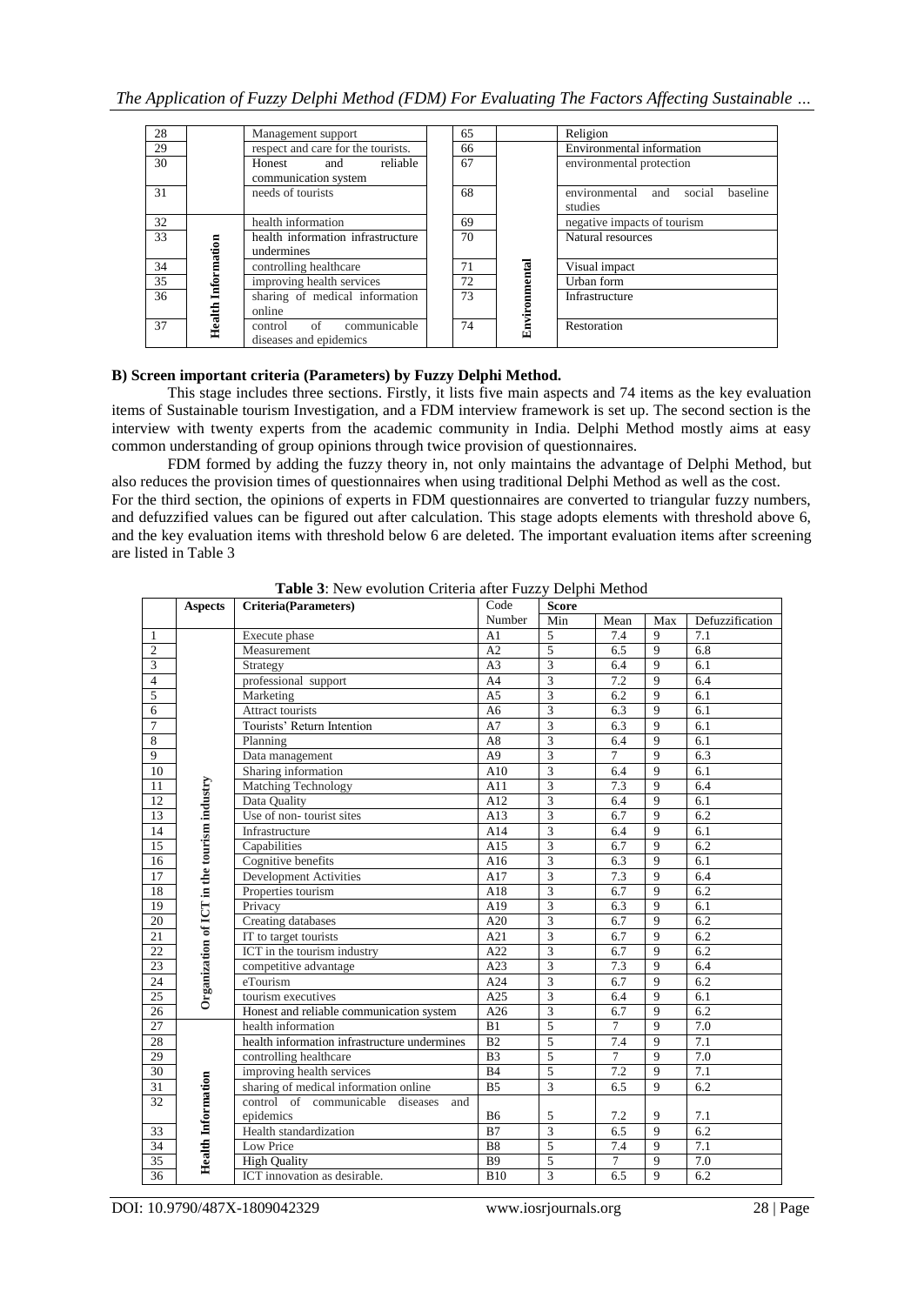| 28 | | Management support | | 65 | | Religion |
|---|---|---|---|---|---|---|
| 29 | | respect and care for the tourists. | | 66 | | Environmental information |
| 30 | | Honest and reliable communication system | | 67 | | environmental protection |
| 31 | | needs of tourists | | 68 | | environmental and social baseline studies |
| 32 | Health Information | health information | | 69 | Environmental | negative impacts of tourism |
| 33 | | health information infrastructure undermines | | 70 | | Natural resources |
| 34 | | controlling healthcare | | 71 | | Visual impact |
| 35 | | improving health services | | 72 | | Urban form |
| 36 | | sharing of medical information online | | 73 | | Infrastructure |
| 37 | | control of communicable diseases and epidemics | | 74 | | Restoration |

**B) Screen important criteria (Parameters) by Fuzzy Delphi Method.**

This stage includes three sections. Firstly, it lists five main aspects and 74 items as the key evaluation items of Sustainable tourism Investigation, and a FDM interview framework is set up. The second section is the interview with twenty experts from the academic community in India. Delphi Method mostly aims at easy common understanding of group opinions through twice provision of questionnaires.

FDM formed by adding the fuzzy theory in, not only maintains the advantage of Delphi Method, but also reduces the provision times of questionnaires when using traditional Delphi Method as well as the cost. For the third section, the opinions of experts in FDM questionnaires are converted to triangular fuzzy numbers, and defuzzified values can be figured out after calculation. This stage adopts elements with threshold above 6, and the key evaluation items with threshold below 6 are deleted. The important evaluation items after screening are listed in Table 3

**Table 3**: New evolution Criteria after Fuzzy Delphi Method

| | Aspects | Criteria(Parameters) | Code Number | Score | | | |
|---|---|---|---|---|---|---|---|
| | | | | Min | Mean | Max | Defuzzification |
| 1 | Organization of ICT in the tourism industry | Execute phase | A1 | 5 | 7.4 | 9 | 7.1 |
| 2 | | Measurement | A2 | 5 | 6.5 | 9 | 6.8 |
| 3 | | Strategy | A3 | 3 | 6.4 | 9 | 6.1 |
| 4 | | professional support | A4 | 3 | 7.2 | 9 | 6.4 |
| 5 | | Marketing | A5 | 3 | 6.2 | 9 | 6.1 |
| 6 | | Attract tourists | A6 | 3 | 6.3 | 9 | 6.1 |
| 7 | | Tourists' Return Intention | A7 | 3 | 6.3 | 9 | 6.1 |
| 8 | | Planning | A8 | 3 | 6.4 | 9 | 6.1 |
| 9 | | Data management | A9 | 3 | 7 | 9 | 6.3 |
| 10 | | Sharing information | A10 | 3 | 6.4 | 9 | 6.1 |
| 11 | | Matching Technology | A11 | 3 | 7.3 | 9 | 6.4 |
| 12 | | Data Quality | A12 | 3 | 6.4 | 9 | 6.1 |
| 13 | | Use of non- tourist sites | A13 | 3 | 6.7 | 9 | 6.2 |
| 14 | | Infrastructure | A14 | 3 | 6.4 | 9 | 6.1 |
| 15 | | Capabilities | A15 | 3 | 6.7 | 9 | 6.2 |
| 16 | | Cognitive benefits | A16 | 3 | 6.3 | 9 | 6.1 |
| 17 | | Development Activities | A17 | 3 | 7.3 | 9 | 6.4 |
| 18 | | Properties tourism | A18 | 3 | 6.7 | 9 | 6.2 |
| 19 | | Privacy | A19 | 3 | 6.3 | 9 | 6.1 |
| 20 | | Creating databases | A20 | 3 | 6.7 | 9 | 6.2 |
| 21 | | IT to target tourists | A21 | 3 | 6.7 | 9 | 6.2 |
| 22 | | ICT in the tourism industry | A22 | 3 | 6.7 | 9 | 6.2 |
| 23 | | competitive advantage | A23 | 3 | 7.3 | 9 | 6.4 |
| 24 | | eTourism | A24 | 3 | 6.7 | 9 | 6.2 |
| 25 | | tourism executives | A25 | 3 | 6.4 | 9 | 6.1 |
| 26 | | Honest and reliable communication system | A26 | 3 | 6.7 | 9 | 6.2 |
| 27 | Health Information | health information | B1 | 5 | 7 | 9 | 7.0 |
| 28 | | health information infrastructure undermines | B2 | 5 | 7.4 | 9 | 7.1 |
| 29 | | controlling healthcare | B3 | 5 | 7 | 9 | 7.0 |
| 30 | | improving health services | B4 | 5 | 7.2 | 9 | 7.1 |
| 31 | | sharing of medical information online | B5 | 3 | 6.5 | 9 | 6.2 |
| 32 | | control of communicable diseases and epidemics | B6 | 5 | 7.2 | 9 | 7.1 |
| 33 | | Health standardization | B7 | 3 | 6.5 | 9 | 6.2 |
| 34 | | Low Price | B8 | 5 | 7.4 | 9 | 7.1 |
| 35 | | High Quality | B9 | 5 | 7 | 9 | 7.0 |
| 36 | | ICT innovation as desirable. | B10 | 3 | 6.5 | 9 | 6.2 |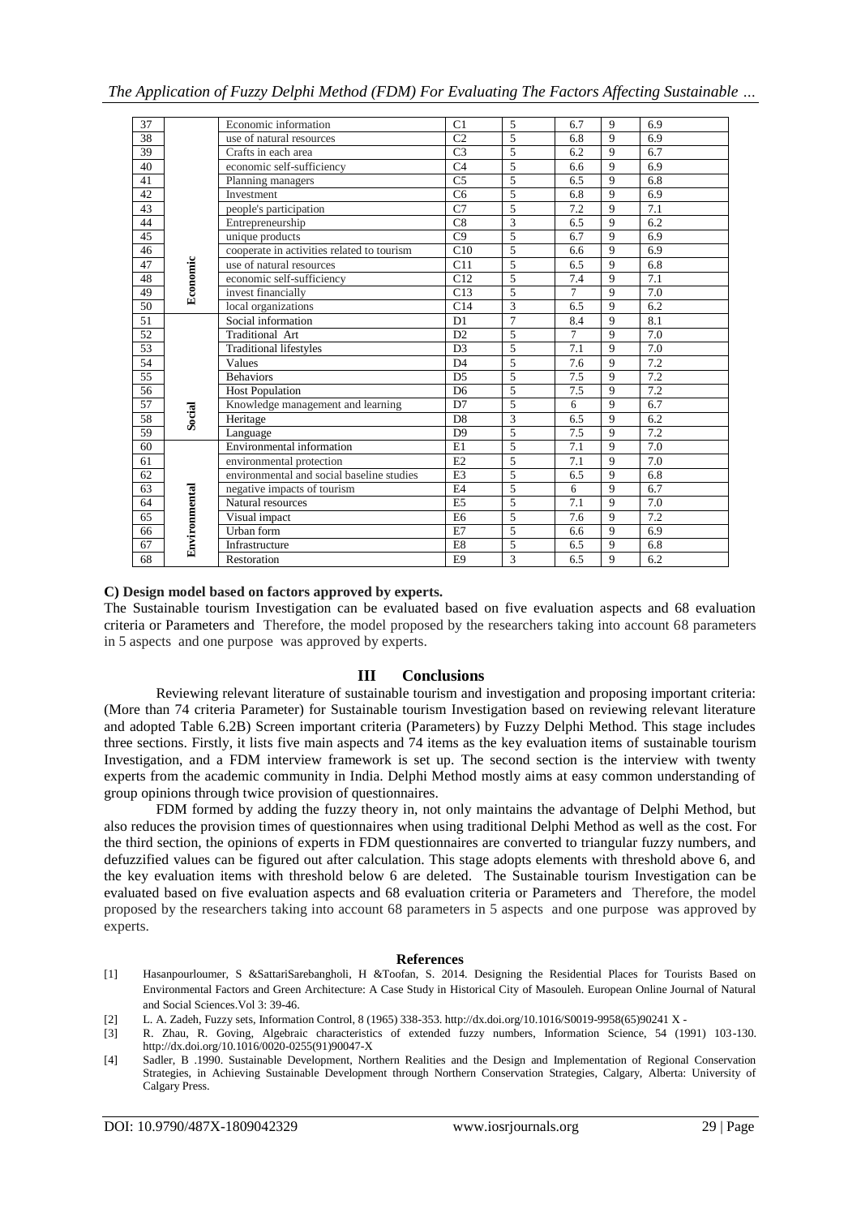| | | | | | | | |
|---|---|---|---|---|---|---|---|
| 37 | Economic | Economic information | C1 | 5 | 6.7 | 9 | 6.9 |
| 38 | | use of natural resources | C2 | 5 | 6.8 | 9 | 6.9 |
| 39 | | Crafts in each area | C3 | 5 | 6.2 | 9 | 6.7 |
| 40 | | economic self-sufficiency | C4 | 5 | 6.6 | 9 | 6.9 |
| 41 | | Planning managers | C5 | 5 | 6.5 | 9 | 6.8 |
| 42 | | Investment | C6 | 5 | 6.8 | 9 | 6.9 |
| 43 | | people's participation | C7 | 5 | 7.2 | 9 | 7.1 |
| 44 | | Entrepreneurship | C8 | 3 | 6.5 | 9 | 6.2 |
| 45 | | unique products | C9 | 5 | 6.7 | 9 | 6.9 |
| 46 | | cooperate in activities related to tourism | C10 | 5 | 6.6 | 9 | 6.9 |
| 47 | | use of natural resources | C11 | 5 | 6.5 | 9 | 6.8 |
| 48 | | economic self-sufficiency | C12 | 5 | 7.4 | 9 | 7.1 |
| 49 | | invest financially | C13 | 5 | 7 | 9 | 7.0 |
| 50 | | local organizations | C14 | 3 | 6.5 | 9 | 6.2 |
| 51 | Social | Social information | D1 | 7 | 8.4 | 9 | 8.1 |
| 52 | | Traditional Art | D2 | 5 | 7 | 9 | 7.0 |
| 53 | | Traditional lifestyles | D3 | 5 | 7.1 | 9 | 7.0 |
| 54 | | Values | D4 | 5 | 7.6 | 9 | 7.2 |
| 55 | | Behaviors | D5 | 5 | 7.5 | 9 | 7.2 |
| 56 | | Host Population | D6 | 5 | 7.5 | 9 | 7.2 |
| 57 | | Knowledge management and learning | D7 | 5 | 6 | 9 | 6.7 |
| 58 | | Heritage | D8 | 3 | 6.5 | 9 | 6.2 |
| 59 | | Language | D9 | 5 | 7.5 | 9 | 7.2 |
| 60 | Environmental | Environmental information | E1 | 5 | 7.1 | 9 | 7.0 |
| 61 | | environmental protection | E2 | 5 | 7.1 | 9 | 7.0 |
| 62 | | environmental and social baseline studies | E3 | 5 | 6.5 | 9 | 6.8 |
| 63 | | negative impacts of tourism | E4 | 5 | 6 | 9 | 6.7 |
| 64 | | Natural resources | E5 | 5 | 7.1 | 9 | 7.0 |
| 65 | | Visual impact | E6 | 5 | 7.6 | 9 | 7.2 |
| 66 | | Urban form | E7 | 5 | 6.6 | 9 | 6.9 |
| 67 | | Infrastructure | E8 | 5 | 6.5 | 9 | 6.8 |
| 68 | | Restoration | E9 | 3 | 6.5 | 9 | 6.2 |

**C) Design model based on factors approved by experts.**

The Sustainable tourism Investigation can be evaluated based on five evaluation aspects and 68 evaluation criteria or Parameters and Therefore, the model proposed by the researchers taking into account 68 parameters in 5 aspects and one purpose was approved by experts.

## III Conclusions

Reviewing relevant literature of sustainable tourism and investigation and proposing important criteria: (More than 74 criteria Parameter) for Sustainable tourism Investigation based on reviewing relevant literature and adopted Table 6.2B) Screen important criteria (Parameters) by Fuzzy Delphi Method. This stage includes three sections. Firstly, it lists five main aspects and 74 items as the key evaluation items of sustainable tourism Investigation, and a FDM interview framework is set up. The second section is the interview with twenty experts from the academic community in India. Delphi Method mostly aims at easy common understanding of group opinions through twice provision of questionnaires.

FDM formed by adding the fuzzy theory in, not only maintains the advantage of Delphi Method, but also reduces the provision times of questionnaires when using traditional Delphi Method as well as the cost. For the third section, the opinions of experts in FDM questionnaires are converted to triangular fuzzy numbers, and defuzzified values can be figured out after calculation. This stage adopts elements with threshold above 6, and the key evaluation items with threshold below 6 are deleted. The Sustainable tourism Investigation can be evaluated based on five evaluation aspects and 68 evaluation criteria or Parameters and Therefore, the model proposed by the researchers taking into account 68 parameters in 5 aspects and one purpose was approved by experts.

## References

[1] Hasanpourloumer, S &SattariSarebangholi, H &Toofan, S. 2014. Designing the Residential Places for Tourists Based on Environmental Factors and Green Architecture: A Case Study in Historical City of Masouleh. European Online Journal of Natural and Social Sciences.Vol 3: 39-46.

[2] L. A. Zadeh, Fuzzy sets, Information Control, 8 (1965) 338-353. http://dx.doi.org/10.1016/S0019-9958(65)90241 X -

[3] R. Zhau, R. Goving, Algebraic characteristics of extended fuzzy numbers, Information Science, 54 (1991) 103-130. http://dx.doi.org/10.1016/0020-0255(91)90047-X

[4] Sadler, B .1990. Sustainable Development, Northern Realities and the Design and Implementation of Regional Conservation Strategies, in Achieving Sustainable Development through Northern Conservation Strategies, Calgary, Alberta: University of Calgary Press.